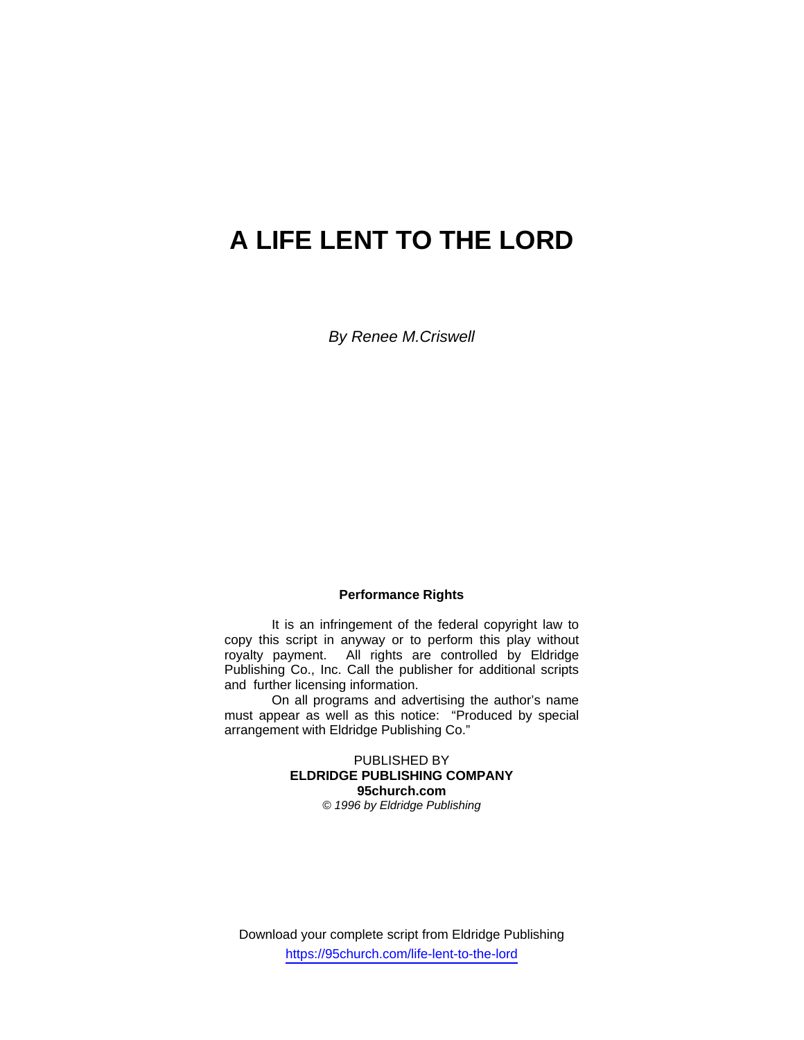# A LIFE LENT TO THE LORD

*By Renee M.Criswell*

**Performance Rights**

It is an infringement of the federal copyright law to copy this script in anyway or to perform this play without royalty payment. All rights are controlled by Eldridge Publishing Co., Inc. Call the publisher for additional scripts and further licensing information.

On all programs and advertising the author's name must appear as well as this notice: "Produced by special arrangement with Eldridge Publishing Co."

PUBLISHED BY
**ELDRIDGE PUBLISHING COMPANY**
**95church.com**
*© 1996 by Eldridge Publishing*

Download your complete script from Eldridge Publishing
https://95church.com/life-lent-to-the-lord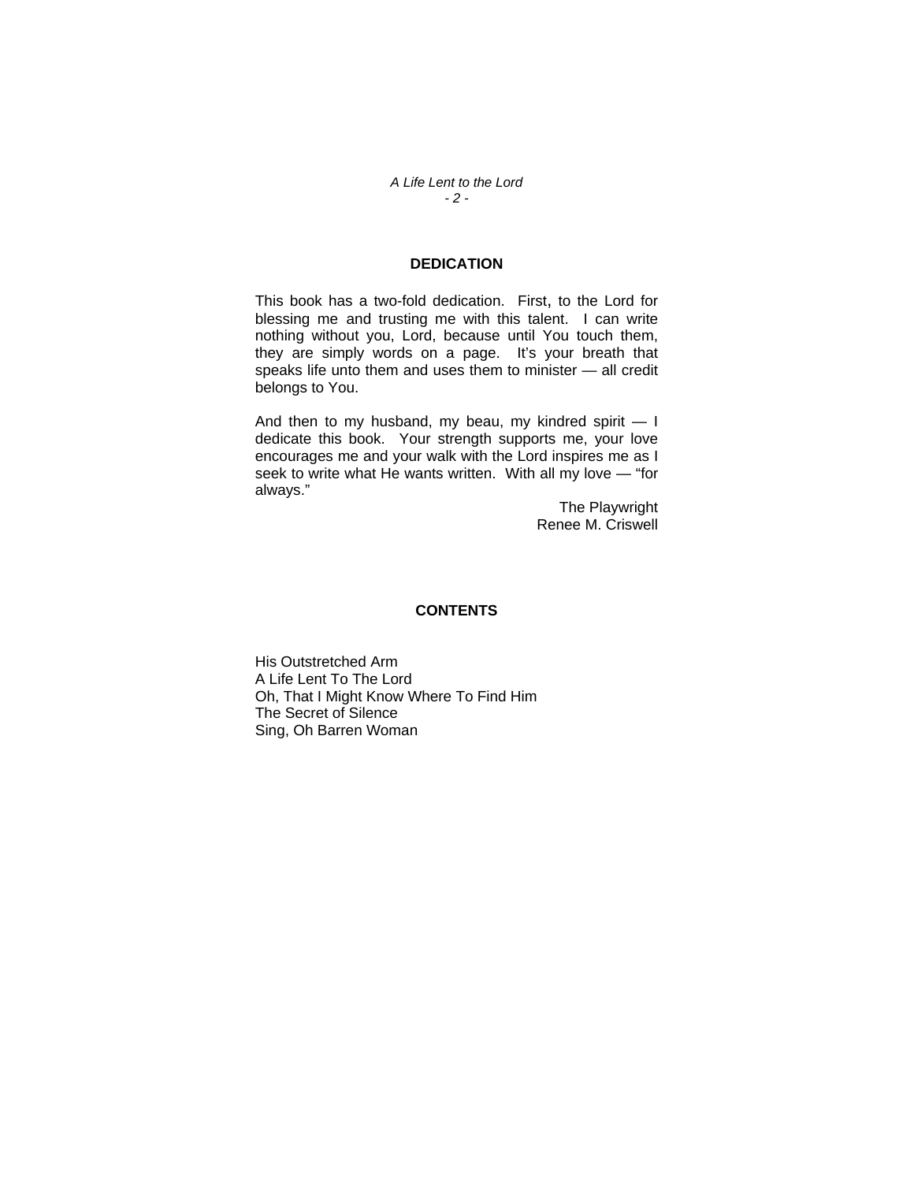## DEDICATION

This book has a two-fold dedication. First, to the Lord for blessing me and trusting me with this talent. I can write nothing without you, Lord, because until You touch them, they are simply words on a page. It's your breath that speaks life unto them and uses them to minister — all credit belongs to You.

And then to my husband, my beau, my kindred spirit — I dedicate this book. Your strength supports me, your love encourages me and your walk with the Lord inspires me as I seek to write what He wants written. With all my love — "for always."

The Playwright
Renee M. Criswell

## CONTENTS

His Outstretched Arm
A Life Lent To The Lord
Oh, That I Might Know Where To Find Him
The Secret of Silence
Sing, Oh Barren Woman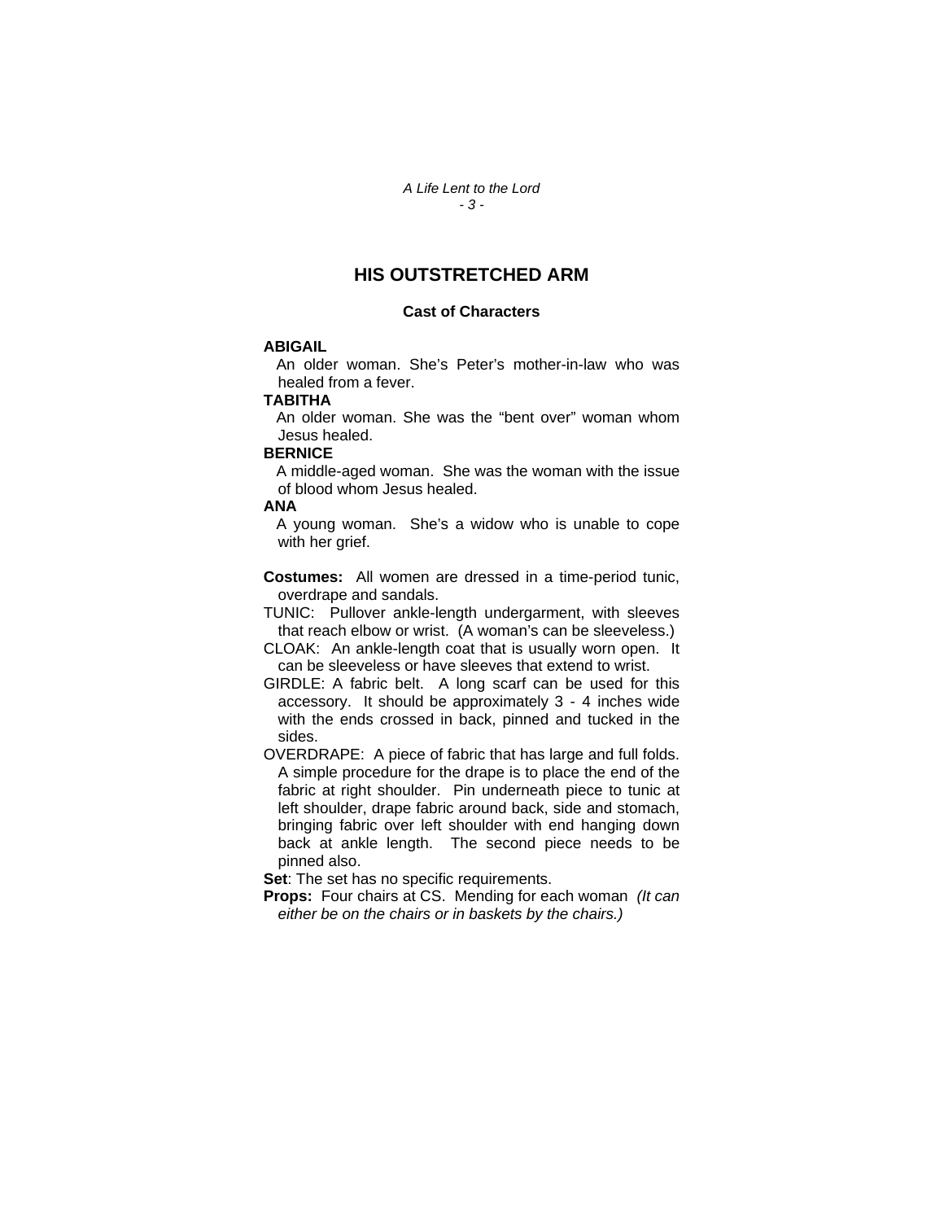# HIS OUTSTRETCHED ARM

### Cast of Characters

**ABIGAIL**
An older woman. She's Peter's mother-in-law who was healed from a fever.

**TABITHA**
An older woman. She was the "bent over" woman whom Jesus healed.

**BERNICE**
A middle-aged woman. She was the woman with the issue of blood whom Jesus healed.

**ANA**
A young woman. She's a widow who is unable to cope with her grief.

**Costumes:** All women are dressed in a time-period tunic, overdrape and sandals.

TUNIC: Pullover ankle-length undergarment, with sleeves that reach elbow or wrist. (A woman's can be sleeveless.)

CLOAK: An ankle-length coat that is usually worn open. It can be sleeveless or have sleeves that extend to wrist.

GIRDLE: A fabric belt. A long scarf can be used for this accessory. It should be approximately 3 - 4 inches wide with the ends crossed in back, pinned and tucked in the sides.

OVERDRAPE: A piece of fabric that has large and full folds. A simple procedure for the drape is to place the end of the fabric at right shoulder. Pin underneath piece to tunic at left shoulder, drape fabric around back, side and stomach, bringing fabric over left shoulder with end hanging down back at ankle length. The second piece needs to be pinned also.

**Set**: The set has no specific requirements.

**Props:** Four chairs at CS. Mending for each woman *(It can either be on the chairs or in baskets by the chairs.)*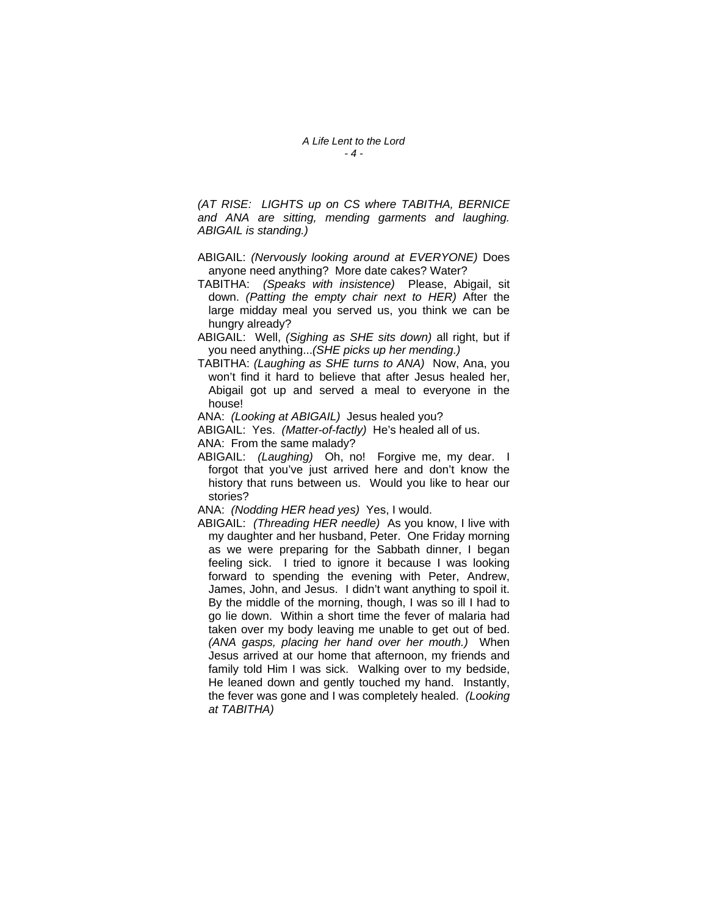*(AT RISE: LIGHTS up on CS where TABITHA, BERNICE and ANA are sitting, mending garments and laughing. ABIGAIL is standing.)*

ABIGAIL: *(Nervously looking around at EVERYONE)* Does anyone need anything? More date cakes? Water?

TABITHA: *(Speaks with insistence)* Please, Abigail, sit down. *(Patting the empty chair next to HER)* After the large midday meal you served us, you think we can be hungry already?

ABIGAIL: Well, *(Sighing as SHE sits down)* all right, but if you need anything...*(SHE picks up her mending.)*

TABITHA: *(Laughing as SHE turns to ANA)* Now, Ana, you won't find it hard to believe that after Jesus healed her, Abigail got up and served a meal to everyone in the house!

ANA: *(Looking at ABIGAIL)* Jesus healed you?

ABIGAIL: Yes. *(Matter-of-factly)* He's healed all of us.

ANA: From the same malady?

ABIGAIL: *(Laughing)* Oh, no! Forgive me, my dear. I forgot that you've just arrived here and don't know the history that runs between us. Would you like to hear our stories?

ANA: *(Nodding HER head yes)* Yes, I would.

ABIGAIL: *(Threading HER needle)* As you know, I live with my daughter and her husband, Peter. One Friday morning as we were preparing for the Sabbath dinner, I began feeling sick. I tried to ignore it because I was looking forward to spending the evening with Peter, Andrew, James, John, and Jesus. I didn't want anything to spoil it. By the middle of the morning, though, I was so ill I had to go lie down. Within a short time the fever of malaria had taken over my body leaving me unable to get out of bed. *(ANA gasps, placing her hand over her mouth.)* When Jesus arrived at our home that afternoon, my friends and family told Him I was sick. Walking over to my bedside, He leaned down and gently touched my hand. Instantly, the fever was gone and I was completely healed. *(Looking at TABITHA)*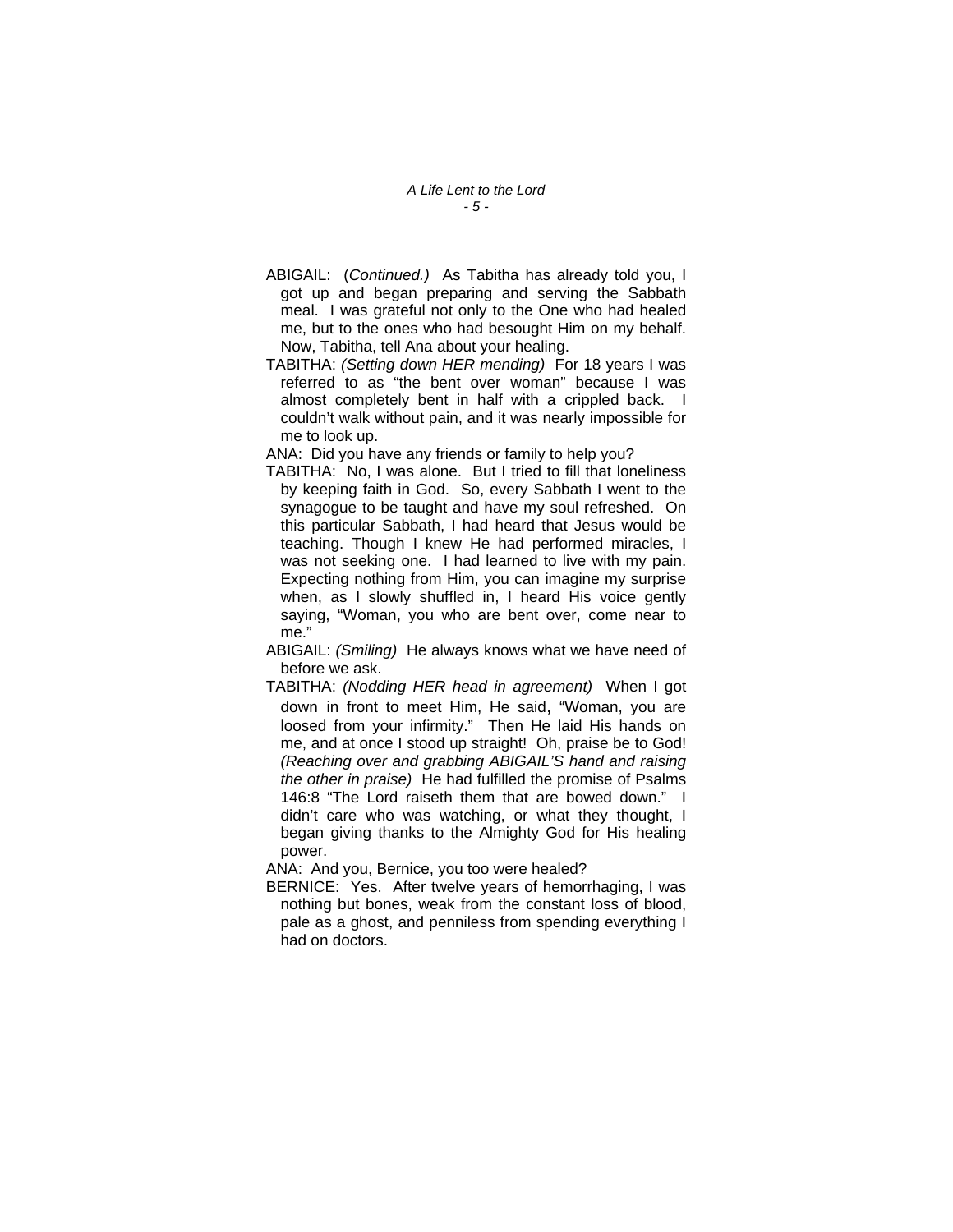ABIGAIL: (*Continued.*) As Tabitha has already told you, I got up and began preparing and serving the Sabbath meal. I was grateful not only to the One who had healed me, but to the ones who had besought Him on my behalf. Now, Tabitha, tell Ana about your healing.

TABITHA: *(Setting down HER mending)* For 18 years I was referred to as "the bent over woman" because I was almost completely bent in half with a crippled back. I couldn't walk without pain, and it was nearly impossible for me to look up.

ANA: Did you have any friends or family to help you?

TABITHA: No, I was alone. But I tried to fill that loneliness by keeping faith in God. So, every Sabbath I went to the synagogue to be taught and have my soul refreshed. On this particular Sabbath, I had heard that Jesus would be teaching. Though I knew He had performed miracles, I was not seeking one. I had learned to live with my pain. Expecting nothing from Him, you can imagine my surprise when, as I slowly shuffled in, I heard His voice gently saying, "Woman, you who are bent over, come near to me."

ABIGAIL: *(Smiling)* He always knows what we have need of before we ask.

TABITHA: *(Nodding HER head in agreement)* When I got down in front to meet Him, He said, "Woman, you are loosed from your infirmity." Then He laid His hands on me, and at once I stood up straight! Oh, praise be to God! *(Reaching over and grabbing ABIGAIL'S hand and raising the other in praise)* He had fulfilled the promise of Psalms 146:8 "The Lord raiseth them that are bowed down." I didn't care who was watching, or what they thought, I began giving thanks to the Almighty God for His healing power.

ANA: And you, Bernice, you too were healed?

BERNICE: Yes. After twelve years of hemorrhaging, I was nothing but bones, weak from the constant loss of blood, pale as a ghost, and penniless from spending everything I had on doctors.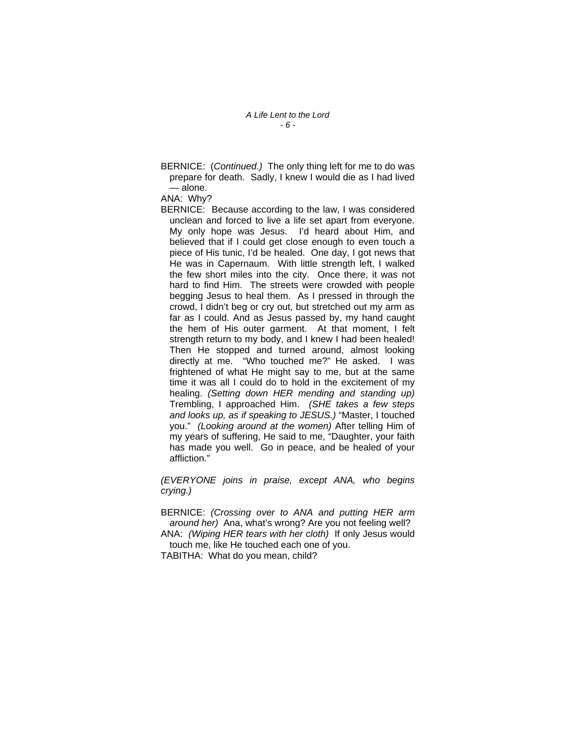BERNICE: (*Continued.*) The only thing left for me to do was prepare for death. Sadly, I knew I would die as I had lived — alone.

ANA: Why?

BERNICE: Because according to the law, I was considered unclean and forced to live a life set apart from everyone. My only hope was Jesus. I'd heard about Him, and believed that if I could get close enough to even touch a piece of His tunic, I'd be healed. One day, I got news that He was in Capernaum. With little strength left, I walked the few short miles into the city. Once there, it was not hard to find Him. The streets were crowded with people begging Jesus to heal them. As I pressed in through the crowd, I didn't beg or cry out, but stretched out my arm as far as I could. And as Jesus passed by, my hand caught the hem of His outer garment. At that moment, I felt strength return to my body, and I knew I had been healed! Then He stopped and turned around, almost looking directly at me. "Who touched me?" He asked. I was frightened of what He might say to me, but at the same time it was all I could do to hold in the excitement of my healing. *(Setting down HER mending and standing up)* Trembling, I approached Him. *(SHE takes a few steps and looks up, as if speaking to JESUS.)* "Master, I touched you." *(Looking around at the women)* After telling Him of my years of suffering, He said to me, "Daughter, your faith has made you well. Go in peace, and be healed of your affliction."

*(EVERYONE joins in praise, except ANA, who begins crying.)*

BERNICE: *(Crossing over to ANA and putting HER arm around her)* Ana, what's wrong? Are you not feeling well?

ANA: *(Wiping HER tears with her cloth)* If only Jesus would touch me, like He touched each one of you.

TABITHA: What do you mean, child?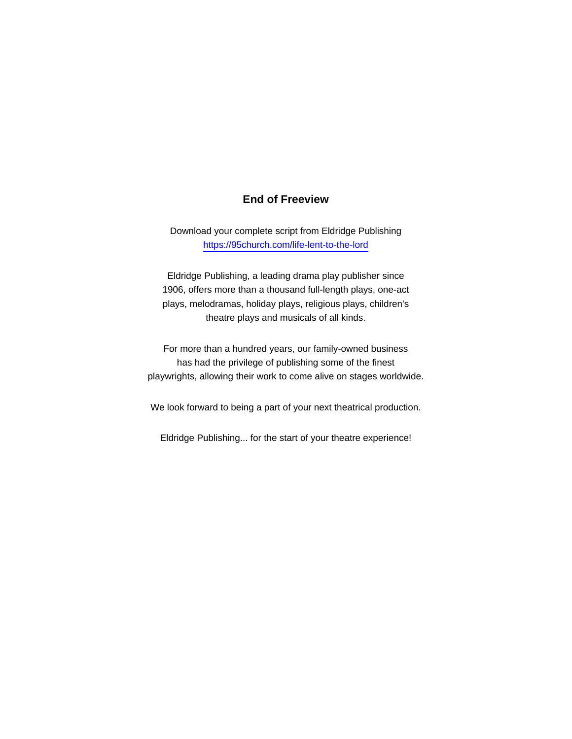## End of Freeview

Download your complete script from Eldridge Publishing
[https://95church.com/life-lent-to-the-lord](https://95church.com/life-lent-to-the-lord)

Eldridge Publishing, a leading drama play publisher since 1906, offers more than a thousand full-length plays, one-act plays, melodramas, holiday plays, religious plays, children's theatre plays and musicals of all kinds.

For more than a hundred years, our family-owned business has had the privilege of publishing some of the finest playwrights, allowing their work to come alive on stages worldwide.

We look forward to being a part of your next theatrical production.

Eldridge Publishing... for the start of your theatre experience!